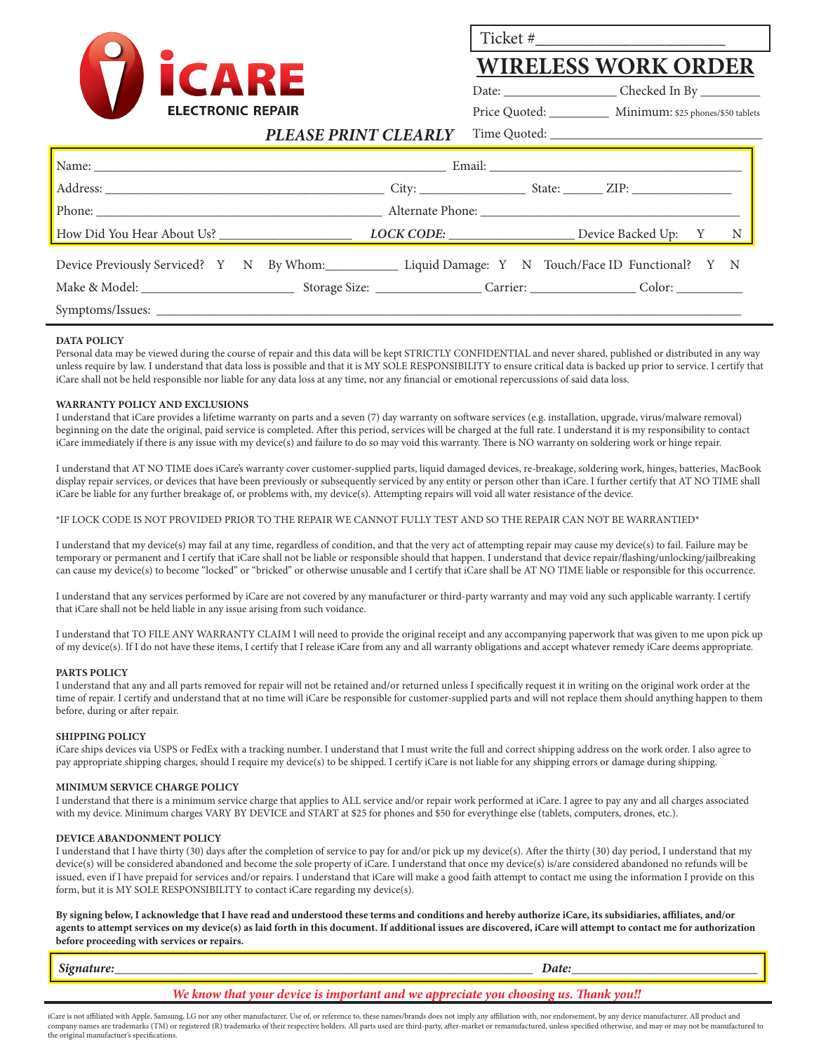iCARE ELECTRONIC REPAIR

Ticket #______________________

# WIRELESS WORK ORDER

Date: ________________ Checked In By _________

Price Quoted: _________ Minimum: $25 phones/$50 tablets

***PLEASE PRINT CLEARLY*** Time Quoted: ______________________________

Name: ______________________________________________ Email: ___________________________________

Address: _____________________________________ City: _______________ State: ______ ZIP: ______________

Phone: _______________________________________ Alternate Phone: _______________________________________

How Did You Hear About Us? ___________________ ***LOCK CODE:*** __________________ Device Backed Up: Y N

Device Previously Serviced? Y N By Whom:__________ Liquid Damage: Y N Touch/Face ID Functional? Y N

Make & Model: _______________________ Storage Size: _______________ Carrier: _______________ Color: __________

Symptoms/Issues: ___________________________________________________________________________________

**DATA POLICY**

Personal data may be viewed during the course of repair and this data will be kept STRICTLY CONFIDENTIAL and never shared, published or distributed in any way unless require by law. I understand that data loss is possible and that it is MY SOLE RESPONSIBILITY to ensure critical data is backed up prior to service. I certify that iCare shall not be held responsible nor liable for any data loss at any time, nor any financial or emotional repercussions of said data loss.

**WARRANTY POLICY AND EXCLUSIONS**

I understand that iCare provides a lifetime warranty on parts and a seven (7) day warranty on software services (e.g. installation, upgrade, virus/malware removal) beginning on the date the original, paid service is completed. After this period, services will be charged at the full rate. I understand it is my responsibility to contact iCare immediately if there is any issue with my device(s) and failure to do so may void this warranty. There is NO warranty on soldering work or hinge repair.

I understand that AT NO TIME does iCare's warranty cover customer-supplied parts, liquid damaged devices, re-breakage, soldering work, hinges, batteries, MacBook display repair services, or devices that have been previously or subsequently serviced by any entity or person other than iCare. I further certify that AT NO TIME shall iCare be liable for any further breakage of, or problems with, my device(s). Attempting repairs will void all water resistance of the device.

*IF LOCK CODE IS NOT PROVIDED PRIOR TO THE REPAIR WE CANNOT FULLY TEST AND SO THE REPAIR CAN NOT BE WARRANTIED*

I understand that my device(s) may fail at any time, regardless of condition, and that the very act of attempting repair may cause my device(s) to fail. Failure may be temporary or permanent and I certify that iCare shall not be liable or responsible should that happen. I understand that device repair/flashing/unlocking/jailbreaking can cause my device(s) to become "locked" or "bricked" or otherwise unusable and I certify that iCare shall be AT NO TIME liable or responsible for this occurrence.

I understand that any services performed by iCare are not covered by any manufacturer or third-party warranty and may void any such applicable warranty. I certify that iCare shall not be held liable in any issue arising from such voidance.

I understand that TO FILE ANY WARRANTY CLAIM I will need to provide the original receipt and any accompanying paperwork that was given to me upon pick up of my device(s). If I do not have these items, I certify that I release iCare from any and all warranty obligations and accept whatever remedy iCare deems appropriate.

**PARTS POLICY**

I understand that any and all parts removed for repair will not be retained and/or returned unless I specifically request it in writing on the original work order at the time of repair. I certify and understand that at no time will iCare be responsible for customer-supplied parts and will not replace them should anything happen to them before, during or after repair.

**SHIPPING POLICY**

iCare ships devices via USPS or FedEx with a tracking number. I understand that I must write the full and correct shipping address on the work order. I also agree to pay appropriate shipping charges, should I require my device(s) to be shipped. I certify iCare is not liable for any shipping errors or damage during shipping.

**MINIMUM SERVICE CHARGE POLICY**

I understand that there is a minimum service charge that applies to ALL service and/or repair work performed at iCare. I agree to pay any and all charges associated with my device. Minimum charges VARY BY DEVICE and START at $25 for phones and $50 for everythinge else (tablets, computers, drones, etc.).

**DEVICE ABANDONMENT POLICY**

I understand that I have thirty (30) days after the completion of service to pay for and/or pick up my device(s). After the thirty (30) day period, I understand that my device(s) will be considered abandoned and become the sole property of iCare. I understand that once my device(s) is/are considered abandoned no refunds will be issued, even if I have prepaid for services and/or repairs. I understand that iCare will make a good faith attempt to contact me using the information I provide on this form, but it is MY SOLE RESPONSIBILITY to contact iCare regarding my device(s).

**By signing below, I acknowledge that I have read and understood these terms and conditions and hereby authorize iCare, its subsidiaries, affiliates, and/or agents to attempt services on my device(s) as laid forth in this document. If additional issues are discovered, iCare will attempt to contact me for authorization before proceeding with services or repairs.**

***Signature:***_____________________________________________________________ ***Date:***___________________________

*We know that your device is important and we appreciate you choosing us. Thank you!!*

iCare is not affiliated with Apple, Samsung, LG nor any other manufacturer. Use of, or reference to, these names/brands does not imply any affiliation with, nor endorsement, by any device manufacturer. All product and company names are trademarks (TM) or registered (R) trademarks of their respective holders. All parts used are third-party, after-market or remanufactured, unless specified otherwise, and may or may not be manufactured to the original manufacturer's specifications.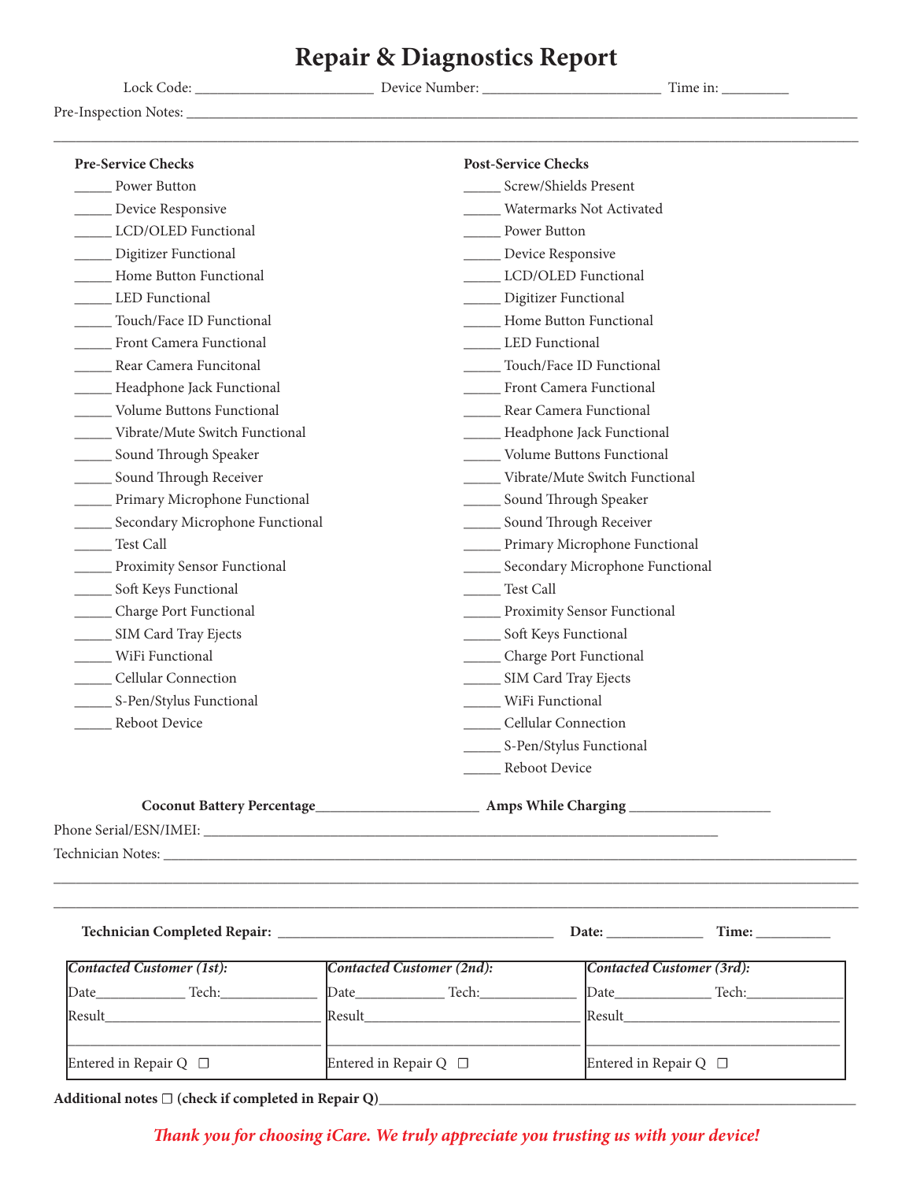# Repair & Diagnostics Report

Lock Code: ________________________ Device Number: ________________________ Time in: _________

Pre-Inspection Notes: ____________________________________________________________________________________________

____________________________________________________________________________________________

**Pre-Service Checks**

_____ Power Button
_____ Device Responsive
_____ LCD/OLED Functional
_____ Digitizer Functional
_____ Home Button Functional
_____ LED Functional
_____ Touch/Face ID Functional
_____ Front Camera Functional
_____ Rear Camera Funcitonal
_____ Headphone Jack Functional
_____ Volume Buttons Functional
_____ Vibrate/Mute Switch Functional
_____ Sound Through Speaker
_____ Sound Through Receiver
_____ Primary Microphone Functional
_____ Secondary Microphone Functional
_____ Test Call
_____ Proximity Sensor Functional
_____ Soft Keys Functional
_____ Charge Port Functional
_____ SIM Card Tray Ejects
_____ WiFi Functional
_____ Cellular Connection
_____ S-Pen/Stylus Functional
_____ Reboot Device

**Post-Service Checks**

_____ Screw/Shields Present
_____ Watermarks Not Activated
_____ Power Button
_____ Device Responsive
_____ LCD/OLED Functional
_____ Digitizer Functional
_____ Home Button Functional
_____ LED Functional
_____ Touch/Face ID Functional
_____ Front Camera Functional
_____ Rear Camera Functional
_____ Headphone Jack Functional
_____ Volume Buttons Functional
_____ Vibrate/Mute Switch Functional
_____ Sound Through Speaker
_____ Sound Through Receiver
_____ Primary Microphone Functional
_____ Secondary Microphone Functional
_____ Test Call
_____ Proximity Sensor Functional
_____ Soft Keys Functional
_____ Charge Port Functional
_____ SIM Card Tray Ejects
_____ WiFi Functional
_____ Cellular Connection
_____ S-Pen/Stylus Functional
_____ Reboot Device

**Coconut Battery Percentage**______________________ **Amps While Charging** ___________________

Phone Serial/ESN/IMEI: ______________________________________________________________________

Technician Notes: ____________________________________________________________________________________________

____________________________________________________________________________________________

____________________________________________________________________________________________

**Technician Completed Repair:** ______________________________________ **Date:** _____________ **Time:** __________

| *Contacted Customer (1st):* | *Contacted Customer (2nd):* | *Contacted Customer (3rd):* |
|---|---|---|
| Date____________ Tech:_____________ | Date____________ Tech:_____________ | Date_____________ Tech:_____________ |
| Result______________________________ | Result______________________________ | Result______________________________ |
| Entered in Repair Q ☐ | Entered in Repair Q ☐ | Entered in Repair Q ☐ |

**Additional notes ☐ (check if completed in Repair Q)**____________________________________________________________

***Thank you for choosing iCare. We truly appreciate you trusting us with your device!***